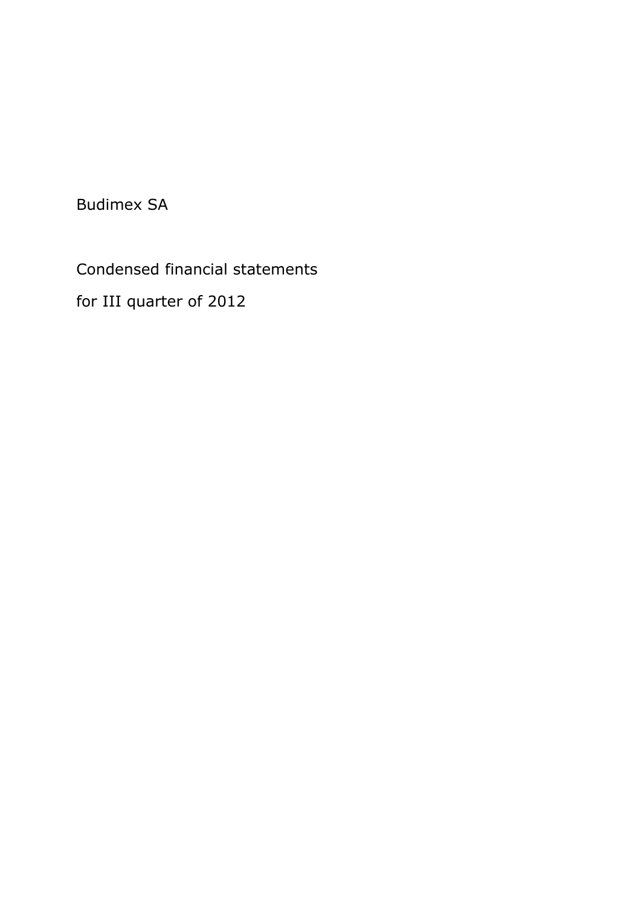# Budimex SA

## Condensed financial statements

## for III quarter of 2012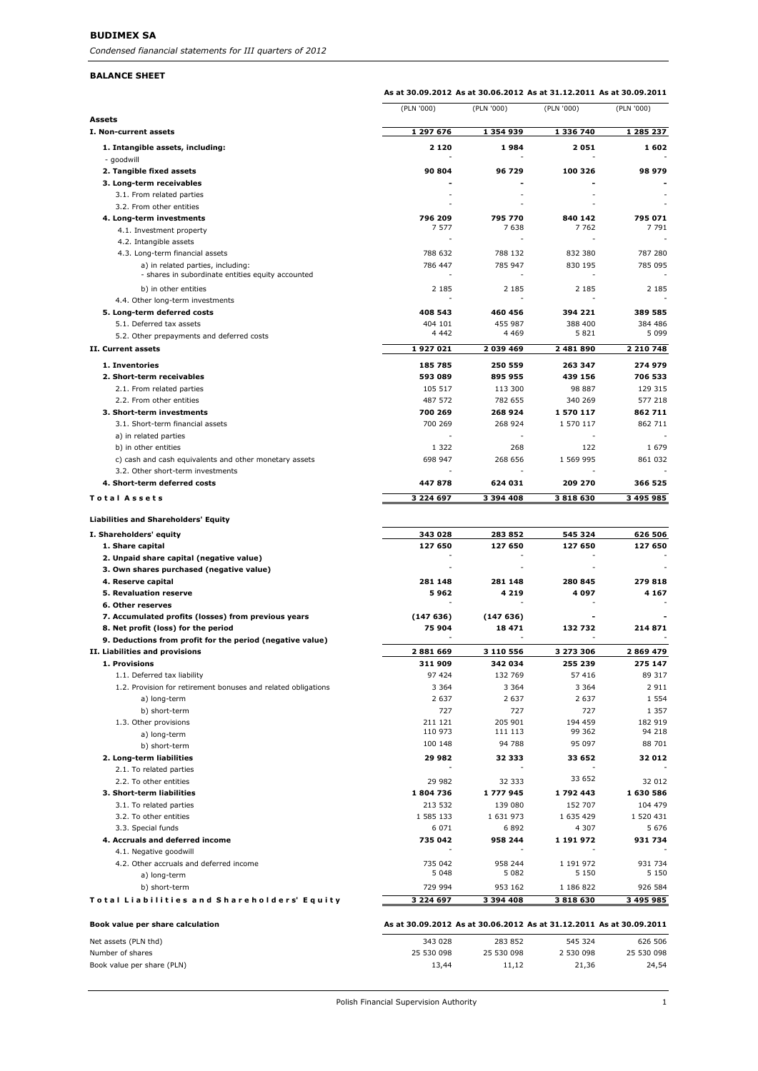**BUDIMEX SA**

*Condensed fianancial statements for III quarters of 2012*

**BALANCE SHEET**

| | As at 30.09.2012 | As at 30.06.2012 | As at 31.12.2011 | As at 30.09.2011 |
|---|---|---|---|---|
| | (PLN '000) | (PLN '000) | (PLN '000) | (PLN '000) |
| **Assets** | | | | |
| **I. Non-current assets** | **1 297 676** | **1 354 939** | **1 336 740** | **1 285 237** |
| **1. Intangible assets, including:** | **2 120** | **1 984** | **2 051** | **1 602** |
| - goodwill | - | - | - | - |
| **2. Tangible fixed assets** | **90 804** | **96 729** | **100 326** | **98 979** |
| **3. Long-term receivables** | **-** | **-** | **-** | **-** |
| 3.1. From related parties | - | - | - | - |
| 3.2. From other entities | - | - | - | - |
| **4. Long-term investments** | **796 209** | **795 770** | **840 142** | **795 071** |
| 4.1. Investment property | 7 577 | 7 638 | 7 762 | 7 791 |
| 4.2. Intangible assets | - | - | - | - |
| 4.3. Long-term financial assets | 788 632 | 788 132 | 832 380 | 787 280 |
| a) in related parties, including: | 786 447 | 785 947 | 830 195 | 785 095 |
| - shares in subordinate entities equity accounted | - | - | - | - |
| b) in other entities | 2 185 | 2 185 | 2 185 | 2 185 |
| 4.4. Other long-term investments | - | - | - | - |
| **5. Long-term deferred costs** | **408 543** | **460 456** | **394 221** | **389 585** |
| 5.1. Deferred tax assets | 404 101 | 455 987 | 388 400 | 384 486 |
| 5.2. Other prepayments and deferred costs | 4 442 | 4 469 | 5 821 | 5 099 |
| **II. Current assets** | **1 927 021** | **2 039 469** | **2 481 890** | **2 210 748** |
| **1. Inventories** | **185 785** | **250 559** | **263 347** | **274 979** |
| **2. Short-term receivables** | **593 089** | **895 955** | **439 156** | **706 533** |
| 2.1. From related parties | 105 517 | 113 300 | 98 887 | 129 315 |
| 2.2. From other entities | 487 572 | 782 655 | 340 269 | 577 218 |
| **3. Short-term investments** | **700 269** | **268 924** | **1 570 117** | **862 711** |
| 3.1. Short-term financial assets | 700 269 | 268 924 | 1 570 117 | 862 711 |
| a) in related parties | - | - | - | - |
| b) in other entities | 1 322 | 268 | 122 | 1 679 |
| c) cash and cash equivalents and other monetary assets | 698 947 | 268 656 | 1 569 995 | 861 032 |
| 3.2. Other short-term investments | - | - | - | - |
| **4. Short-term deferred costs** | **447 878** | **624 031** | **209 270** | **366 525** |
| **Total Assets** | **3 224 697** | **3 394 408** | **3 818 630** | **3 495 985** |
| **Liabilities and Shareholders' Equity** | | | | |
| **I. Shareholders' equity** | **343 028** | **283 852** | **545 324** | **626 506** |
| **1. Share capital** | **127 650** | **127 650** | **127 650** | **127 650** |
| **2. Unpaid share capital (negative value)** | - | - | - | - |
| **3. Own shares purchased (negative value)** | - | - | - | - |
| **4. Reserve capital** | **281 148** | **281 148** | **280 845** | **279 818** |
| **5. Revaluation reserve** | **5 962** | **4 219** | **4 097** | **4 167** |
| **6. Other reserves** | - | - | - | - |
| **7. Accumulated profits (losses) from previous years** | **(147 636)** | **(147 636)** | **-** | **-** |
| **8. Net profit (loss) for the period** | **75 904** | **18 471** | **132 732** | **214 871** |
| **9. Deductions from profit for the period (negative value)** | - | - | - | - |
| **II. Liabilities and provisions** | **2 881 669** | **3 110 556** | **3 273 306** | **2 869 479** |
| **1. Provisions** | **311 909** | **342 034** | **255 239** | **275 147** |
| 1.1. Deferred tax liability | 97 424 | 132 769 | 57 416 | 89 317 |
| 1.2. Provision for retirement bonuses and related obligations | 3 364 | 3 364 | 3 364 | 2 911 |
| a) long-term | 2 637 | 2 637 | 2 637 | 1 554 |
| b) short-term | 727 | 727 | 727 | 1 357 |
| 1.3. Other provisions | 211 121 | 205 901 | 194 459 | 182 919 |
| a) long-term | 110 973 | 111 113 | 99 362 | 94 218 |
| b) short-term | 100 148 | 94 788 | 95 097 | 88 701 |
| **2. Long-term liabilities** | **29 982** | **32 333** | **33 652** | **32 012** |
| 2.1. To related parties | - | - | - | - |
| 2.2. To other entities | 29 982 | 32 333 | 33 652 | 32 012 |
| **3. Short-term liabilities** | **1 804 736** | **1 777 945** | **1 792 443** | **1 630 586** |
| 3.1. To related parties | 213 532 | 139 080 | 152 707 | 104 479 |
| 3.2. To other entities | 1 585 133 | 1 631 973 | 1 635 429 | 1 520 431 |
| 3.3. Special funds | 6 071 | 6 892 | 4 307 | 5 676 |
| **4. Accruals and deferred income** | **735 042** | **958 244** | **1 191 972** | **931 734** |
| 4.1. Negative goodwill | - | - | - | - |
| 4.2. Other accruals and deferred income | 735 042 | 958 244 | 1 191 972 | 931 734 |
| a) long-term | 5 048 | 5 082 | 5 150 | 5 150 |
| b) short-term | 729 994 | 953 162 | 1 186 822 | 926 584 |
| **Total Liabilities and Shareholders' Equity** | **3 224 697** | **3 394 408** | **3 818 630** | **3 495 985** |

| **Book value per share calculation** | As at 30.09.2012 | As at 30.06.2012 | As at 31.12.2011 | As at 30.09.2011 |
|---|---|---|---|---|
| Net assets (PLN thd) | 343 028 | 283 852 | 545 324 | 626 506 |
| Number of shares | 25 530 098 | 25 530 098 | 2 530 098 | 25 530 098 |
| Book value per share (PLN) | 13,44 | 11,12 | 21,36 | 24,54 |

Polish Financial Supervision Authority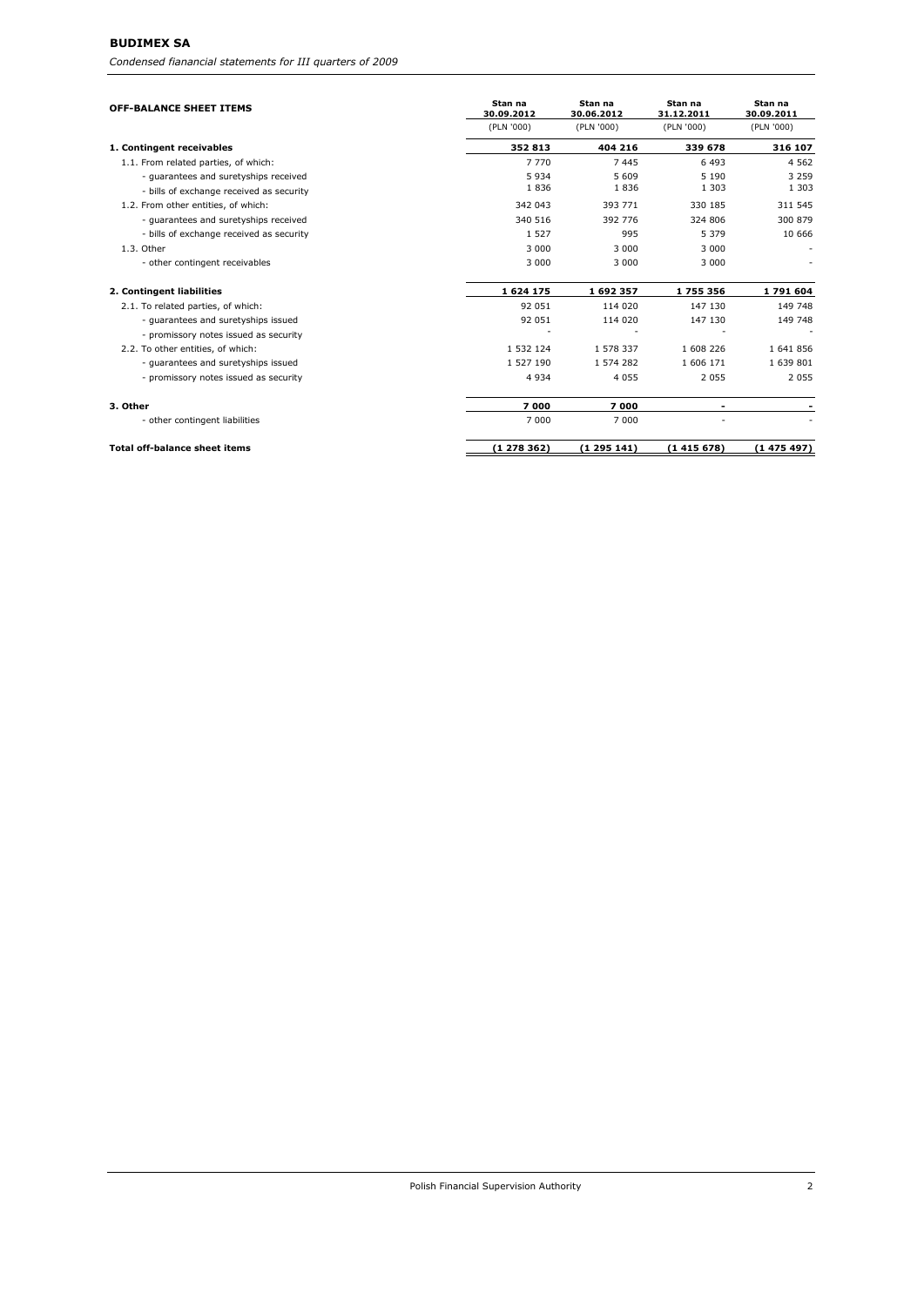| OFF-BALANCE SHEET ITEMS | Stan na 30.09.2012 | Stan na 30.06.2012 | Stan na 31.12.2011 | Stan na 30.09.2011 |
|---|---|---|---|---|
| | (PLN '000) | (PLN '000) | (PLN '000) | (PLN '000) |
| **1. Contingent receivables** | **352 813** | **404 216** | **339 678** | **316 107** |
| 1.1. From related parties, of which: | 7 770 | 7 445 | 6 493 | 4 562 |
| - guarantees and suretyships received | 5 934 | 5 609 | 5 190 | 3 259 |
| - bills of exchange received as security | 1 836 | 1 836 | 1 303 | 1 303 |
| 1.2. From other entities, of which: | 342 043 | 393 771 | 330 185 | 311 545 |
| - guarantees and suretyships received | 340 516 | 392 776 | 324 806 | 300 879 |
| - bills of exchange received as security | 1 527 | 995 | 5 379 | 10 666 |
| 1.3. Other | 3 000 | 3 000 | 3 000 | - |
| - other contingent receivables | 3 000 | 3 000 | 3 000 | - |
| **2. Contingent liabilities** | **1 624 175** | **1 692 357** | **1 755 356** | **1 791 604** |
| 2.1. To related parties, of which: | 92 051 | 114 020 | 147 130 | 149 748 |
| - guarantees and suretyships issued | 92 051 | 114 020 | 147 130 | 149 748 |
| - promissory notes issued as security | - | - | - | - |
| 2.2. To other entities, of which: | 1 532 124 | 1 578 337 | 1 608 226 | 1 641 856 |
| - guarantees and suretyships issued | 1 527 190 | 1 574 282 | 1 606 171 | 1 639 801 |
| - promissory notes issued as security | 4 934 | 4 055 | 2 055 | 2 055 |
| **3. Other** | **7 000** | **7 000** | **-** | **-** |
| - other contingent liabilities | 7 000 | 7 000 | - | - |
| **Total off-balance sheet items** | **(1 278 362)** | **(1 295 141)** | **(1 415 678)** | **(1 475 497)** |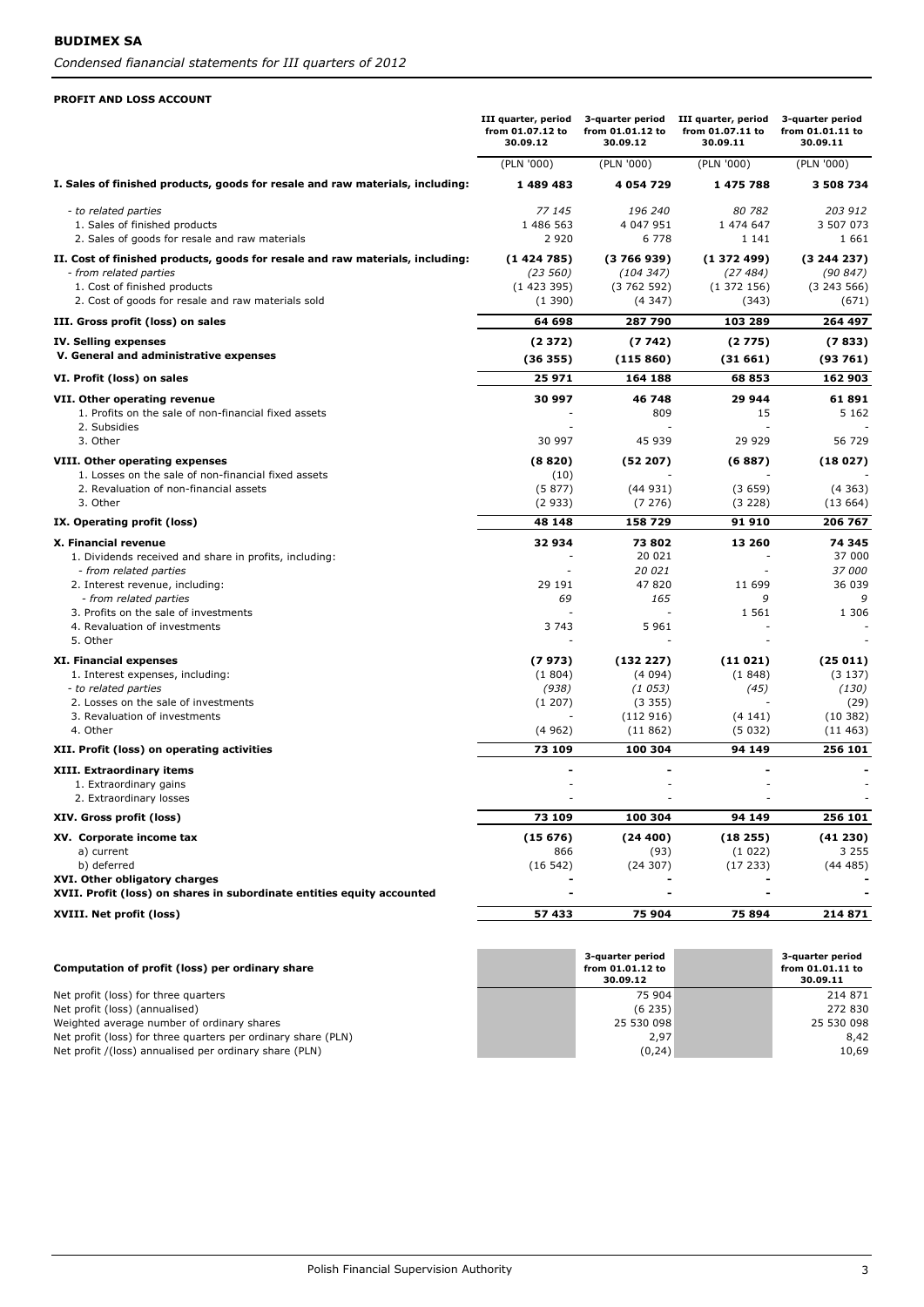**BUDIMEX SA**

*Condensed fianancial statements for III quarters of 2012*

**PROFIT AND LOSS ACCOUNT**

| | III quarter, period from 01.07.12 to 30.09.12 | 3-quarter period from 01.01.12 to 30.09.12 | III quarter, period from 01.07.11 to 30.09.11 | 3-quarter period from 01.01.11 to 30.09.11 |
|---|---|---|---|---|
| | (PLN '000) | (PLN '000) | (PLN '000) | (PLN '000) |
| **I. Sales of finished products, goods for resale and raw materials, including:** | **1 489 483** | **4 054 729** | **1 475 788** | **3 508 734** |
| *- to related parties* | *77 145* | *196 240* | *80 782* | *203 912* |
| 1. Sales of finished products | 1 486 563 | 4 047 951 | 1 474 647 | 3 507 073 |
| 2. Sales of goods for resale and raw materials | 2 920 | 6 778 | 1 141 | 1 661 |
| **II. Cost of finished products, goods for resale and raw materials, including:** | **(1 424 785)** | **(3 766 939)** | **(1 372 499)** | **(3 244 237)** |
| *- from related parties* | *(23 560)* | *(104 347)* | *(27 484)* | *(90 847)* |
| 1. Cost of finished products | (1 423 395) | (3 762 592) | (1 372 156) | (3 243 566) |
| 2. Cost of goods for resale and raw materials sold | (1 390) | (4 347) | (343) | (671) |
| **III. Gross profit (loss) on sales** | **64 698** | **287 790** | **103 289** | **264 497** |
| **IV. Selling expenses** | **(2 372)** | **(7 742)** | **(2 775)** | **(7 833)** |
| **V. General and administrative expenses** | **(36 355)** | **(115 860)** | **(31 661)** | **(93 761)** |
| **VI. Profit (loss) on sales** | **25 971** | **164 188** | **68 853** | **162 903** |
| **VII. Other operating revenue** | **30 997** | **46 748** | **29 944** | **61 891** |
| 1. Profits on the sale of non-financial fixed assets | - | 809 | 15 | 5 162 |
| 2. Subsidies | - | - | - | - |
| 3. Other | 30 997 | 45 939 | 29 929 | 56 729 |
| **VIII. Other operating expenses** | **(8 820)** | **(52 207)** | **(6 887)** | **(18 027)** |
| 1. Losses on the sale of non-financial fixed assets | (10) | - | - | - |
| 2. Revaluation of non-financial assets | (5 877) | (44 931) | (3 659) | (4 363) |
| 3. Other | (2 933) | (7 276) | (3 228) | (13 664) |
| **IX. Operating profit (loss)** | **48 148** | **158 729** | **91 910** | **206 767** |
| **X. Financial revenue** | **32 934** | **73 802** | **13 260** | **74 345** |
| 1. Dividends received and share in profits, including: | - | 20 021 | - | 37 000 |
| *- from related parties* | - | *20 021* | - | *37 000* |
| 2. Interest revenue, including: | 29 191 | 47 820 | 11 699 | 36 039 |
| *- from related parties* | *69* | *165* | *9* | *9* |
| 3. Profits on the sale of investments | - | - | 1 561 | 1 306 |
| 4. Revaluation of investments | 3 743 | 5 961 | - | - |
| 5. Other | - | - | - | - |
| **XI. Financial expenses** | **(7 973)** | **(132 227)** | **(11 021)** | **(25 011)** |
| 1. Interest expenses, including: | (1 804) | (4 094) | (1 848) | (3 137) |
| *- to related parties* | *(938)* | *(1 053)* | *(45)* | *(130)* |
| 2. Losses on the sale of investments | (1 207) | (3 355) | - | (29) |
| 3. Revaluation of investments | - | (112 916) | (4 141) | (10 382) |
| 4. Other | (4 962) | (11 862) | (5 032) | (11 463) |
| **XII. Profit (loss) on operating activities** | **73 109** | **100 304** | **94 149** | **256 101** |
| **XIII. Extraordinary items** | **-** | **-** | **-** | **-** |
| 1. Extraordinary gains | - | - | - | - |
| 2. Extraordinary losses | - | - | - | - |
| **XIV. Gross profit (loss)** | **73 109** | **100 304** | **94 149** | **256 101** |
| **XV. Corporate income tax** | **(15 676)** | **(24 400)** | **(18 255)** | **(41 230)** |
| a) current | 866 | (93) | (1 022) | 3 255 |
| b) deferred | (16 542) | (24 307) | (17 233) | (44 485) |
| **XVI. Other obligatory charges** | **-** | **-** | **-** | **-** |
| **XVII. Profit (loss) on shares in subordinate entities equity accounted** | **-** | **-** | **-** | **-** |
| **XVIII. Net profit (loss)** | **57 433** | **75 904** | **75 894** | **214 871** |

| **Computation of profit (loss) per ordinary share** | | 3-quarter period from 01.01.12 to 30.09.12 | | 3-quarter period from 01.01.11 to 30.09.11 |
|---|---|---|---|---|
| Net profit (loss) for three quarters | | 75 904 | | 214 871 |
| Net profit (loss) (annualised) | | (6 235) | | 272 830 |
| Weighted average number of ordinary shares | | 25 530 098 | | 25 530 098 |
| Net profit (loss) for three quarters per ordinary share (PLN) | | 2,97 | | 8,42 |
| Net profit /(loss) annualised per ordinary share (PLN) | | (0,24) | | 10,69 |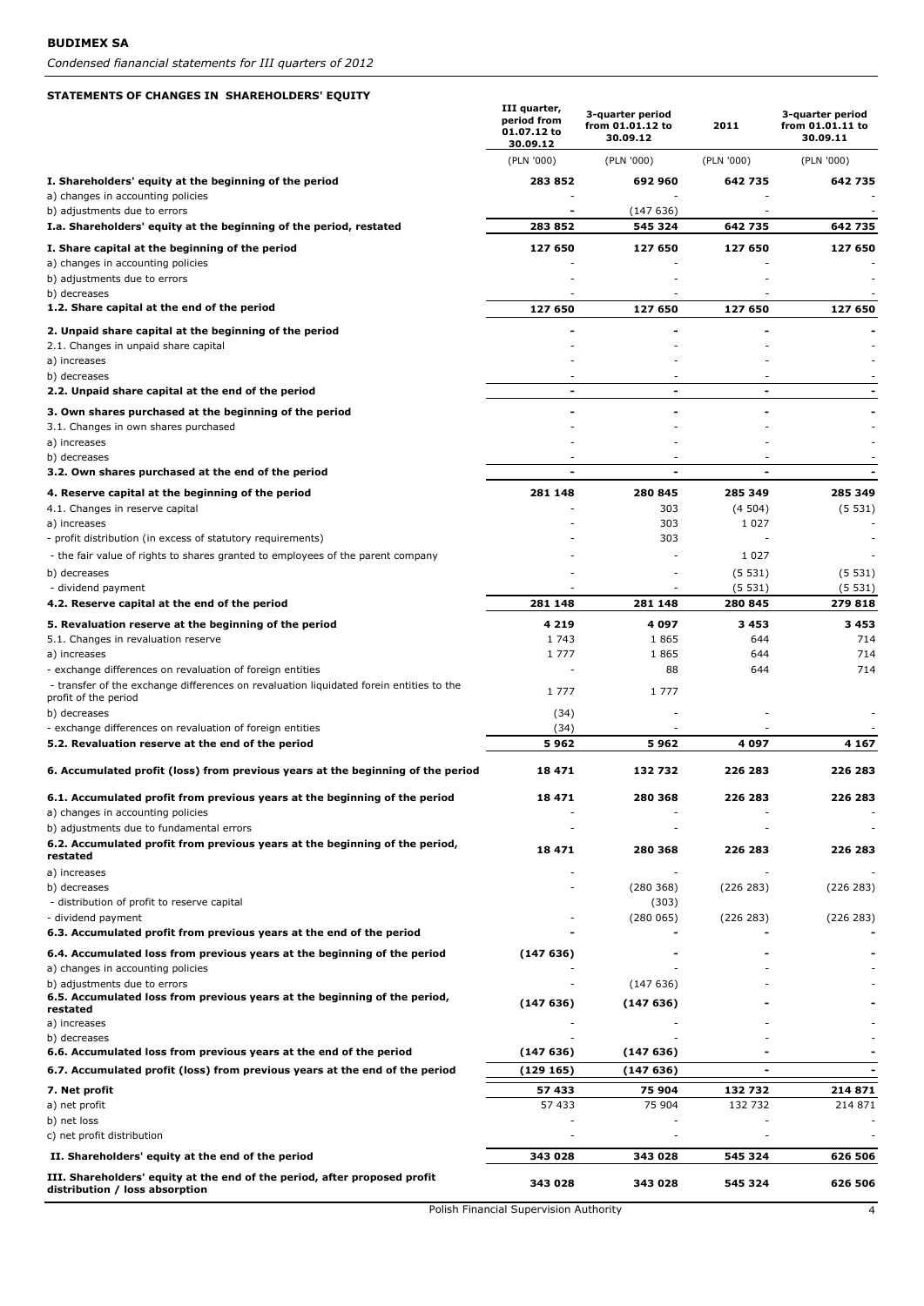**BUDIMEX SA**

*Condensed fianancial statements for III quarters of 2012*

**STATEMENTS OF CHANGES IN SHAREHOLDERS' EQUITY**

| | III quarter, period from 01.07.12 to 30.09.12 | 3-quarter period from 01.01.12 to 30.09.12 | 2011 | 3-quarter period from 01.01.11 to 30.09.11 |
|---|---|---|---|---|
| | (PLN '000) | (PLN '000) | (PLN '000) | (PLN '000) |
| **I. Shareholders' equity at the beginning of the period** | **283 852** | **692 960** | **642 735** | **642 735** |
| a) changes in accounting policies | - | - | - | - |
| b) adjustments due to errors | - | (147 636) | - | - |
| **I.a. Shareholders' equity at the beginning of the period, restated** | **283 852** | **545 324** | **642 735** | **642 735** |
| **I. Share capital at the beginning of the period** | **127 650** | **127 650** | **127 650** | **127 650** |
| a) changes in accounting policies | - | - | - | - |
| b) adjustments due to errors | - | - | - | - |
| b) decreases | - | - | - | - |
| **1.2. Share capital at the end of the period** | **127 650** | **127 650** | **127 650** | **127 650** |
| **2. Unpaid share capital at the beginning of the period** | **-** | **-** | **-** | **-** |
| 2.1. Changes in unpaid share capital | - | - | - | - |
| a) increases | - | - | - | - |
| b) decreases | - | - | - | - |
| **2.2. Unpaid share capital at the end of the period** | **-** | **-** | **-** | **-** |
| **3. Own shares purchased at the beginning of the period** | **-** | **-** | **-** | **-** |
| 3.1. Changes in own shares purchased | - | - | - | - |
| a) increases | - | - | - | - |
| b) decreases | - | - | - | - |
| **3.2. Own shares purchased at the end of the period** | **-** | **-** | **-** | **-** |
| **4. Reserve capital at the beginning of the period** | **281 148** | **280 845** | **285 349** | **285 349** |
| 4.1. Changes in reserve capital | - | 303 | (4 504) | (5 531) |
| a) increases | - | 303 | 1 027 | - |
| - profit distribution (in excess of statutory requirements) | - | 303 | - | - |
| - the fair value of rights to shares granted to employees of the parent company | - | - | 1 027 | - |
| b) decreases | - | - | (5 531) | (5 531) |
| - dividend payment | - | - | (5 531) | (5 531) |
| **4.2. Reserve capital at the end of the period** | **281 148** | **281 148** | **280 845** | **279 818** |
| **5. Revaluation reserve at the beginning of the period** | **4 219** | **4 097** | **3 453** | **3 453** |
| 5.1. Changes in revaluation reserve | 1 743 | 1 865 | 644 | 714 |
| a) increases | 1 777 | 1 865 | 644 | 714 |
| - exchange differences on revaluation of foreign entities | - | 88 | 644 | 714 |
| - transfer of the exchange differences on revaluation liquidated forein entities to the profit of the period | 1 777 | 1 777 | | |
| b) decreases | (34) | - | - | - |
| - exchange differences on revaluation of foreign entities | (34) | - | - | - |
| **5.2. Revaluation reserve at the end of the period** | **5 962** | **5 962** | **4 097** | **4 167** |
| **6. Accumulated profit (loss) from previous years at the beginning of the period** | **18 471** | **132 732** | **226 283** | **226 283** |
| **6.1. Accumulated profit from previous years at the beginning of the period** | **18 471** | **280 368** | **226 283** | **226 283** |
| a) changes in accounting policies | - | - | - | - |
| b) adjustments due to fundamental errors | - | - | - | - |
| **6.2. Accumulated profit from previous years at the beginning of the period, restated** | **18 471** | **280 368** | **226 283** | **226 283** |
| a) increases | - | - | - | - |
| b) decreases | - | (280 368) | (226 283) | (226 283) |
| - distribution of profit to reserve capital | | (303) | | |
| - dividend payment | - | (280 065) | (226 283) | (226 283) |
| **6.3. Accumulated profit from previous years at the end of the period** | **-** | **-** | **-** | **-** |
| **6.4. Accumulated loss from previous years at the beginning of the period** | **(147 636)** | **-** | **-** | **-** |
| a) changes in accounting policies | - | - | - | - |
| b) adjustments due to errors | - | (147 636) | - | - |
| **6.5. Accumulated loss from previous years at the beginning of the period, restated** | **(147 636)** | **(147 636)** | **-** | **-** |
| a) increases | - | - | - | - |
| b) decreases | - | - | - | - |
| **6.6. Accumulated loss from previous years at the end of the period** | **(147 636)** | **(147 636)** | **-** | **-** |
| **6.7. Accumulated profit (loss) from previous years at the end of the period** | **(129 165)** | **(147 636)** | **-** | **-** |
| **7. Net profit** | **57 433** | **75 904** | **132 732** | **214 871** |
| a) net profit | 57 433 | 75 904 | 132 732 | 214 871 |
| b) net loss | - | - | - | - |
| c) net profit distribution | - | - | - | - |
| **II. Shareholders' equity at the end of the period** | **343 028** | **343 028** | **545 324** | **626 506** |
| **III. Shareholders' equity at the end of the period, after proposed profit distribution / loss absorption** | **343 028** | **343 028** | **545 324** | **626 506** |

Polish Financial Supervision Authority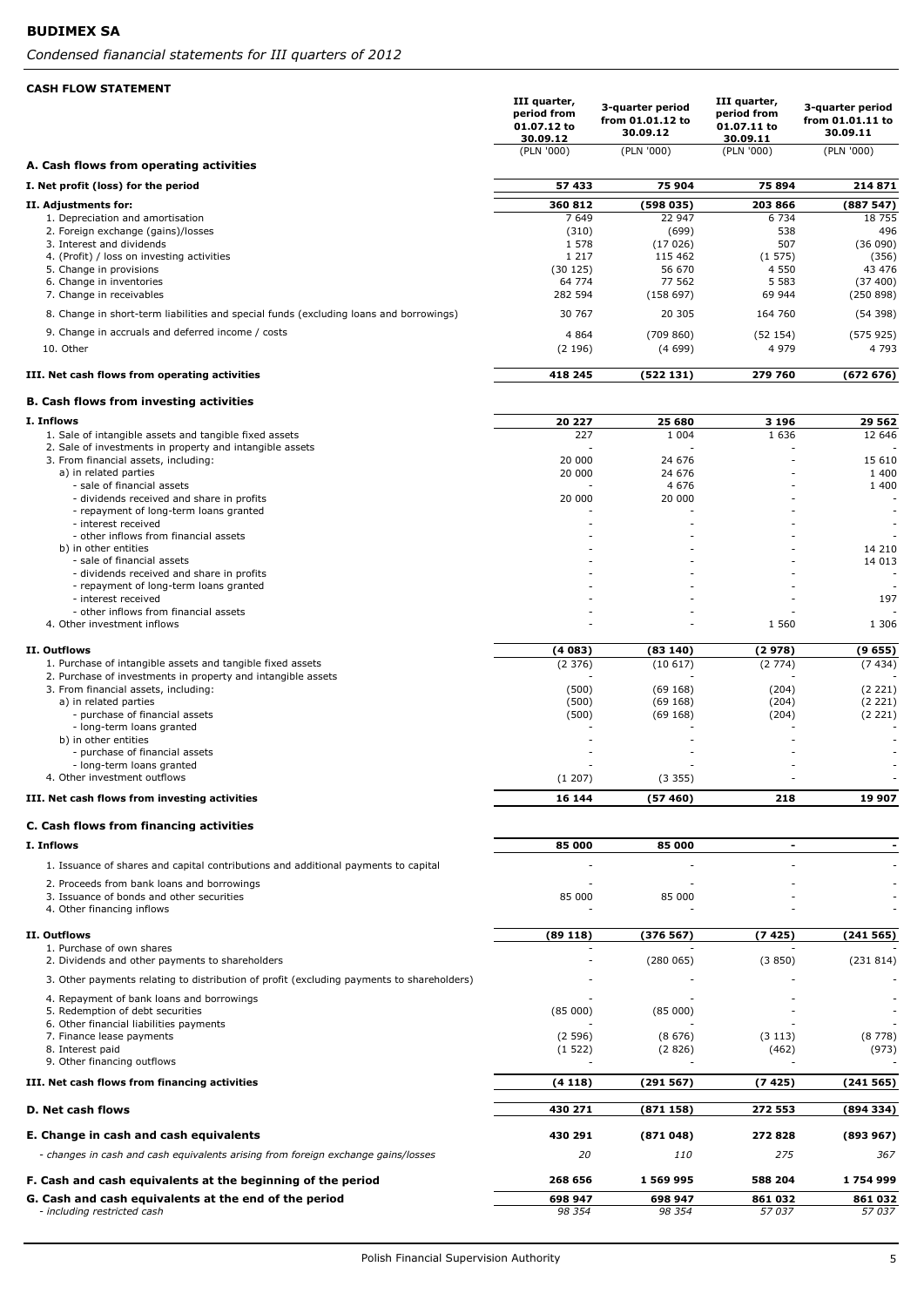**BUDIMEX SA**

*Condensed fianancial statements for III quarters of 2012*

**CASH FLOW STATEMENT**

| | III quarter, period from 01.07.12 to 30.09.12 | 3-quarter period from 01.01.12 to 30.09.12 | III quarter, period from 01.07.11 to 30.09.11 | 3-quarter period from 01.01.11 to 30.09.11 |
|---|---|---|---|---|
| | (PLN '000) | (PLN '000) | (PLN '000) | (PLN '000) |
| **A. Cash flows from operating activities** | | | | |
| **I. Net profit (loss) for the period** | **57 433** | **75 904** | **75 894** | **214 871** |
| **II. Adjustments for:** | **360 812** | **(598 035)** | **203 866** | **(887 547)** |
| 1. Depreciation and amortisation | 7 649 | 22 947 | 6 734 | 18 755 |
| 2. Foreign exchange (gains)/losses | (310) | (699) | 538 | 496 |
| 3. Interest and dividends | 1 578 | (17 026) | 507 | (36 090) |
| 4. (Profit) / loss on investing activities | 1 217 | 115 462 | (1 575) | (356) |
| 5. Change in provisions | (30 125) | 56 670 | 4 550 | 43 476 |
| 6. Change in inventories | 64 774 | 77 562 | 5 583 | (37 400) |
| 7. Change in receivables | 282 594 | (158 697) | 69 944 | (250 898) |
| 8. Change in short-term liabilities and special funds (excluding loans and borrowings) | 30 767 | 20 305 | 164 760 | (54 398) |
| 9. Change in accruals and deferred income / costs | 4 864 | (709 860) | (52 154) | (575 925) |
| 10. Other | (2 196) | (4 699) | 4 979 | 4 793 |
| **III. Net cash flows from operating activities** | **418 245** | **(522 131)** | **279 760** | **(672 676)** |
| **B. Cash flows from investing activities** | | | | |
| **I. Inflows** | **20 227** | **25 680** | **3 196** | **29 562** |
| 1. Sale of intangible assets and tangible fixed assets | 227 | 1 004 | 1 636 | 12 646 |
| 2. Sale of investments in property and intangible assets | - | - | - | - |
| 3. From financial assets, including: | 20 000 | 24 676 | - | 15 610 |
| a) in related parties | 20 000 | 24 676 | - | 1 400 |
| - sale of financial assets | - | 4 676 | - | 1 400 |
| - dividends received and share in profits | 20 000 | 20 000 | - | - |
| - repayment of long-term loans granted | - | - | - | - |
| - interest received | - | - | - | - |
| - other inflows from financial assets | - | - | - | - |
| b) in other entities | - | - | - | 14 210 |
| - sale of financial assets | - | - | - | 14 013 |
| - dividends received and share in profits | - | - | - | - |
| - repayment of long-term loans granted | - | - | - | - |
| - interest received | - | - | - | 197 |
| - other inflows from financial assets | - | - | - | - |
| 4. Other investment inflows | - | - | 1 560 | 1 306 |
| **II. Outflows** | **(4 083)** | **(83 140)** | **(2 978)** | **(9 655)** |
| 1. Purchase of intangible assets and tangible fixed assets | (2 376) | (10 617) | (2 774) | (7 434) |
| 2. Purchase of investments in property and intangible assets | - | - | - | - |
| 3. From financial assets, including: | (500) | (69 168) | (204) | (2 221) |
| a) in related parties | (500) | (69 168) | (204) | (2 221) |
| - purchase of financial assets | (500) | (69 168) | (204) | (2 221) |
| - long-term loans granted | - | - | - | - |
| b) in other entities | - | - | - | - |
| - purchase of financial assets | - | - | - | - |
| - long-term loans granted | - | - | - | - |
| 4. Other investment outflows | (1 207) | (3 355) | - | - |
| **III. Net cash flows from investing activities** | **16 144** | **(57 460)** | **218** | **19 907** |
| **C. Cash flows from financing activities** | | | | |
| **I. Inflows** | **85 000** | **85 000** | **-** | **-** |
| 1. Issuance of shares and capital contributions and additional payments to capital | - | - | - | - |
| 2. Proceeds from bank loans and borrowings | - | - | - | - |
| 3. Issuance of bonds and other securities | 85 000 | 85 000 | - | - |
| 4. Other financing inflows | - | - | - | - |
| **II. Outflows** | **(89 118)** | **(376 567)** | **(7 425)** | **(241 565)** |
| 1. Purchase of own shares | - | - | - | - |
| 2. Dividends and other payments to shareholders | - | (280 065) | (3 850) | (231 814) |
| 3. Other payments relating to distribution of profit (excluding payments to shareholders) | - | - | - | - |
| 4. Repayment of bank loans and borrowings | - | - | - | - |
| 5. Redemption of debt securities | (85 000) | (85 000) | - | - |
| 6. Other financial liabilities payments | - | - | - | - |
| 7. Finance lease payments | (2 596) | (8 676) | (3 113) | (8 778) |
| 8. Interest paid | (1 522) | (2 826) | (462) | (973) |
| 9. Other financing outflows | - | - | - | - |
| **III. Net cash flows from financing activities** | **(4 118)** | **(291 567)** | **(7 425)** | **(241 565)** |
| **D. Net cash flows** | **430 271** | **(871 158)** | **272 553** | **(894 334)** |
| **E. Change in cash and cash equivalents** | **430 291** | **(871 048)** | **272 828** | **(893 967)** |
| *- changes in cash and cash equivalents arising from foreign exchange gains/losses* | *20* | *110* | *275* | *367* |
| **F. Cash and cash equivalents at the beginning of the period** | **268 656** | **1 569 995** | **588 204** | **1 754 999** |
| **G. Cash and cash equivalents at the end of the period** | **698 947** | **698 947** | **861 032** | **861 032** |
| *- including restricted cash* | *98 354* | *98 354* | *57 037* | *57 037* |

Polish Financial Supervision Authority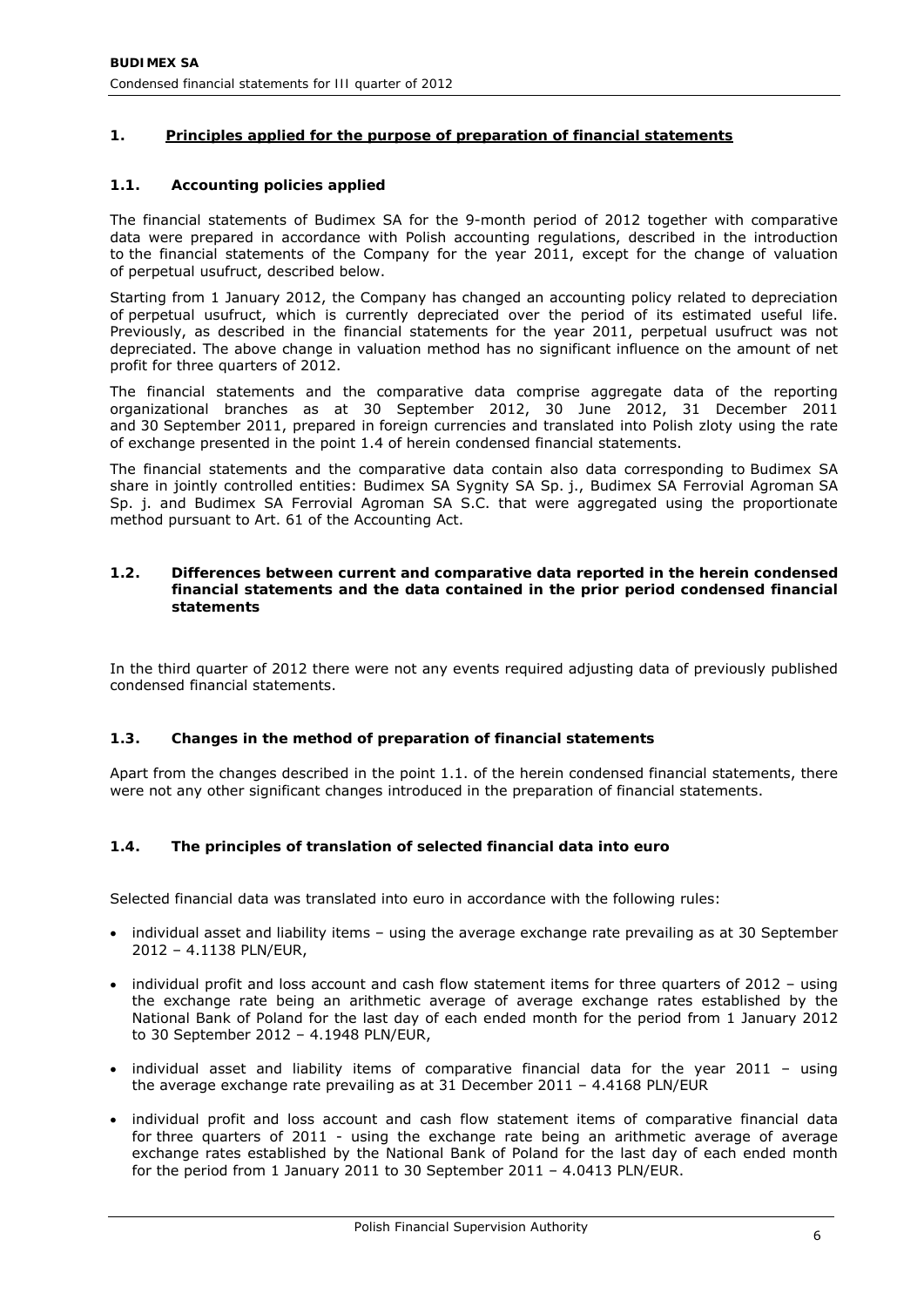## 1. Principles applied for the purpose of preparation of financial statements

### 1.1. Accounting policies applied

The financial statements of Budimex SA for the 9-month period of 2012 together with comparative data were prepared in accordance with Polish accounting regulations, described in the introduction to the financial statements of the Company for the year 2011, except for the change of valuation of perpetual usufruct, described below.

Starting from 1 January 2012, the Company has changed an accounting policy related to depreciation of perpetual usufruct, which is currently depreciated over the period of its estimated useful life. Previously, as described in the financial statements for the year 2011, perpetual usufruct was not depreciated. The above change in valuation method has no significant influence on the amount of net profit for three quarters of 2012.

The financial statements and the comparative data comprise aggregate data of the reporting organizational branches as at 30 September 2012, 30 June 2012, 31 December 2011 and 30 September 2011, prepared in foreign currencies and translated into Polish zloty using the rate of exchange presented in the point 1.4 of herein condensed financial statements.

The financial statements and the comparative data contain also data corresponding to Budimex SA share in jointly controlled entities: Budimex SA Sygnity SA Sp. j., Budimex SA Ferrovial Agroman SA Sp. j. and Budimex SA Ferrovial Agroman SA S.C. that were aggregated using the proportionate method pursuant to Art. 61 of the Accounting Act.

### 1.2. Differences between current and comparative data reported in the herein condensed financial statements and the data contained in the prior period condensed financial statements

In the third quarter of 2012 there were not any events required adjusting data of previously published condensed financial statements.

### 1.3. Changes in the method of preparation of financial statements

Apart from the changes described in the point 1.1. of the herein condensed financial statements, there were not any other significant changes introduced in the preparation of financial statements.

### 1.4. The principles of translation of selected financial data into euro

Selected financial data was translated into euro in accordance with the following rules:

- individual asset and liability items – using the average exchange rate prevailing as at 30 September 2012 – 4.1138 PLN/EUR,
- individual profit and loss account and cash flow statement items for three quarters of 2012 – using the exchange rate being an arithmetic average of average exchange rates established by the National Bank of Poland for the last day of each ended month for the period from 1 January 2012 to 30 September 2012 – 4.1948 PLN/EUR,
- individual asset and liability items of comparative financial data for the year 2011 – using the average exchange rate prevailing as at 31 December 2011 – 4.4168 PLN/EUR
- individual profit and loss account and cash flow statement items of comparative financial data for three quarters of 2011 - using the exchange rate being an arithmetic average of average exchange rates established by the National Bank of Poland for the last day of each ended month for the period from 1 January 2011 to 30 September 2011 – 4.0413 PLN/EUR.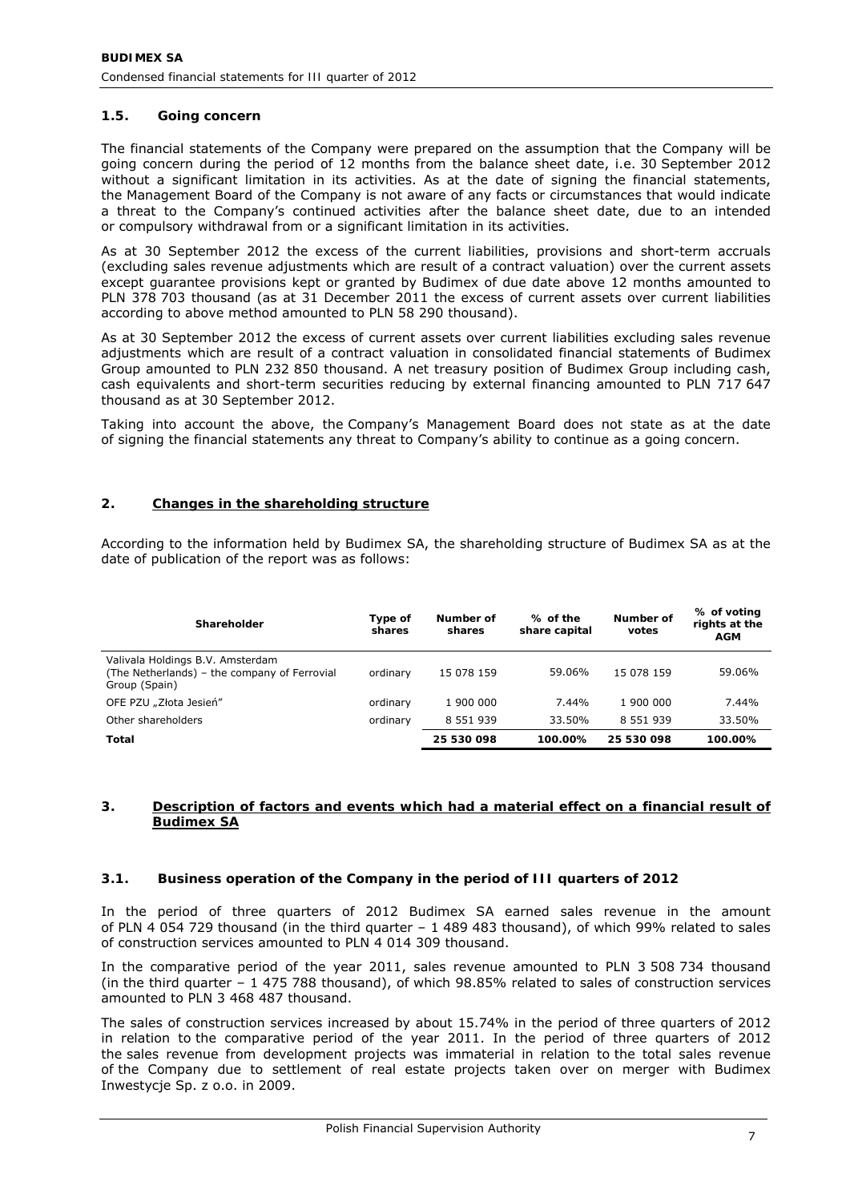### 1.5. Going concern

The financial statements of the Company were prepared on the assumption that the Company will be going concern during the period of 12 months from the balance sheet date, i.e. 30 September 2012 without a significant limitation in its activities. As at the date of signing the financial statements, the Management Board of the Company is not aware of any facts or circumstances that would indicate a threat to the Company's continued activities after the balance sheet date, due to an intended or compulsory withdrawal from or a significant limitation in its activities.

As at 30 September 2012 the excess of the current liabilities, provisions and short-term accruals (excluding sales revenue adjustments which are result of a contract valuation) over the current assets except guarantee provisions kept or granted by Budimex of due date above 12 months amounted to PLN 378 703 thousand (as at 31 December 2011 the excess of current assets over current liabilities according to above method amounted to PLN 58 290 thousand).

As at 30 September 2012 the excess of current assets over current liabilities excluding sales revenue adjustments which are result of a contract valuation in consolidated financial statements of Budimex Group amounted to PLN 232 850 thousand. A net treasury position of Budimex Group including cash, cash equivalents and short-term securities reducing by external financing amounted to PLN 717 647 thousand as at 30 September 2012.

Taking into account the above, the Company's Management Board does not state as at the date of signing the financial statements any threat to Company's ability to continue as a going concern.

## 2. Changes in the shareholding structure

According to the information held by Budimex SA, the shareholding structure of Budimex SA as at the date of publication of the report was as follows:

| Shareholder | Type of shares | Number of shares | % of the share capital | Number of votes | % of voting rights at the AGM |
|---|---|---|---|---|---|
| Valivala Holdings B.V. Amsterdam (The Netherlands) – the company of Ferrovial Group (Spain) | ordinary | 15 078 159 | 59.06% | 15 078 159 | 59.06% |
| OFE PZU „Złota Jesień" | ordinary | 1 900 000 | 7.44% | 1 900 000 | 7.44% |
| Other shareholders | ordinary | 8 551 939 | 33.50% | 8 551 939 | 33.50% |
| **Total** | | **25 530 098** | **100.00%** | **25 530 098** | **100.00%** |

## 3. Description of factors and events which had a material effect on a financial result of Budimex SA

### 3.1. Business operation of the Company in the period of III quarters of 2012

In the period of three quarters of 2012 Budimex SA earned sales revenue in the amount of PLN 4 054 729 thousand (in the third quarter – 1 489 483 thousand), of which 99% related to sales of construction services amounted to PLN 4 014 309 thousand.

In the comparative period of the year 2011, sales revenue amounted to PLN 3 508 734 thousand (in the third quarter – 1 475 788 thousand), of which 98.85% related to sales of construction services amounted to PLN 3 468 487 thousand.

The sales of construction services increased by about 15.74% in the period of three quarters of 2012 in relation to the comparative period of the year 2011. In the period of three quarters of 2012 the sales revenue from development projects was immaterial in relation to the total sales revenue of the Company due to settlement of real estate projects taken over on merger with Budimex Inwestycje Sp. z o.o. in 2009.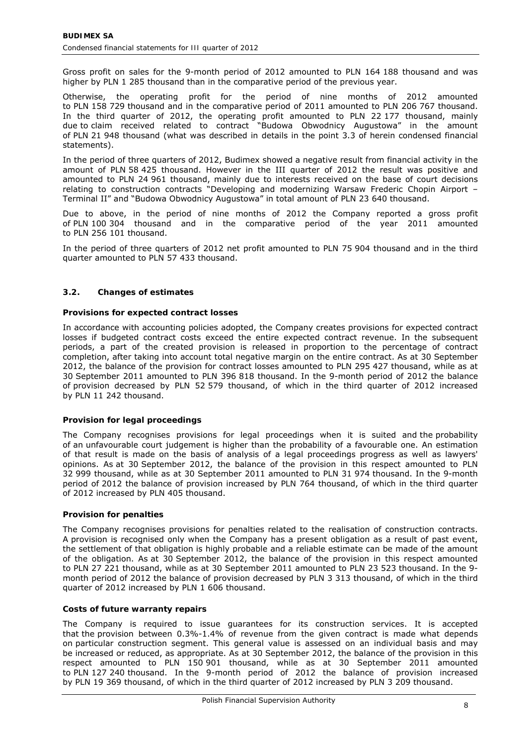Gross profit on sales for the 9-month period of 2012 amounted to PLN 164 188 thousand and was higher by PLN 1 285 thousand than in the comparative period of the previous year.

Otherwise, the operating profit for the period of nine months of 2012 amounted to PLN 158 729 thousand and in the comparative period of 2011 amounted to PLN 206 767 thousand. In the third quarter of 2012, the operating profit amounted to PLN 22 177 thousand, mainly due to claim received related to contract "Budowa Obwodnicy Augustowa" in the amount of PLN 21 948 thousand (what was described in details in the point 3.3 of herein condensed financial statements).

In the period of three quarters of 2012, Budimex showed a negative result from financial activity in the amount of PLN 58 425 thousand. However in the III quarter of 2012 the result was positive and amounted to PLN 24 961 thousand, mainly due to interests received on the base of court decisions relating to construction contracts "Developing and modernizing Warsaw Frederic Chopin Airport – Terminal II" and "Budowa Obwodnicy Augustowa" in total amount of PLN 23 640 thousand.

Due to above, in the period of nine months of 2012 the Company reported a gross profit of PLN 100 304 thousand and in the comparative period of the year 2011 amounted to PLN 256 101 thousand.

In the period of three quarters of 2012 net profit amounted to PLN 75 904 thousand and in the third quarter amounted to PLN 57 433 thousand.

### 3.2. Changes of estimates

**Provisions for expected contract losses**

In accordance with accounting policies adopted, the Company creates provisions for expected contract losses if budgeted contract costs exceed the entire expected contract revenue. In the subsequent periods, a part of the created provision is released in proportion to the percentage of contract completion, after taking into account total negative margin on the entire contract. As at 30 September 2012, the balance of the provision for contract losses amounted to PLN 295 427 thousand, while as at 30 September 2011 amounted to PLN 396 818 thousand. In the 9-month period of 2012 the balance of provision decreased by PLN 52 579 thousand, of which in the third quarter of 2012 increased by PLN 11 242 thousand.

**Provision for legal proceedings**

The Company recognises provisions for legal proceedings when it is suited and the probability of an unfavourable court judgement is higher than the probability of a favourable one. An estimation of that result is made on the basis of analysis of a legal proceedings progress as well as lawyers' opinions. As at 30 September 2012, the balance of the provision in this respect amounted to PLN 32 999 thousand, while as at 30 September 2011 amounted to PLN 31 974 thousand. In the 9-month period of 2012 the balance of provision increased by PLN 764 thousand, of which in the third quarter of 2012 increased by PLN 405 thousand.

**Provision for penalties**

The Company recognises provisions for penalties related to the realisation of construction contracts. A provision is recognised only when the Company has a present obligation as a result of past event, the settlement of that obligation is highly probable and a reliable estimate can be made of the amount of the obligation. As at 30 September 2012, the balance of the provision in this respect amounted to PLN 27 221 thousand, while as at 30 September 2011 amounted to PLN 23 523 thousand. In the 9-month period of 2012 the balance of provision decreased by PLN 3 313 thousand, of which in the third quarter of 2012 increased by PLN 1 606 thousand.

**Costs of future warranty repairs**

The Company is required to issue guarantees for its construction services. It is accepted that the provision between 0.3%-1.4% of revenue from the given contract is made what depends on particular construction segment. This general value is assessed on an individual basis and may be increased or reduced, as appropriate. As at 30 September 2012, the balance of the provision in this respect amounted to PLN 150 901 thousand, while as at 30 September 2011 amounted to PLN 127 240 thousand. In the 9-month period of 2012 the balance of provision increased by PLN 19 369 thousand, of which in the third quarter of 2012 increased by PLN 3 209 thousand.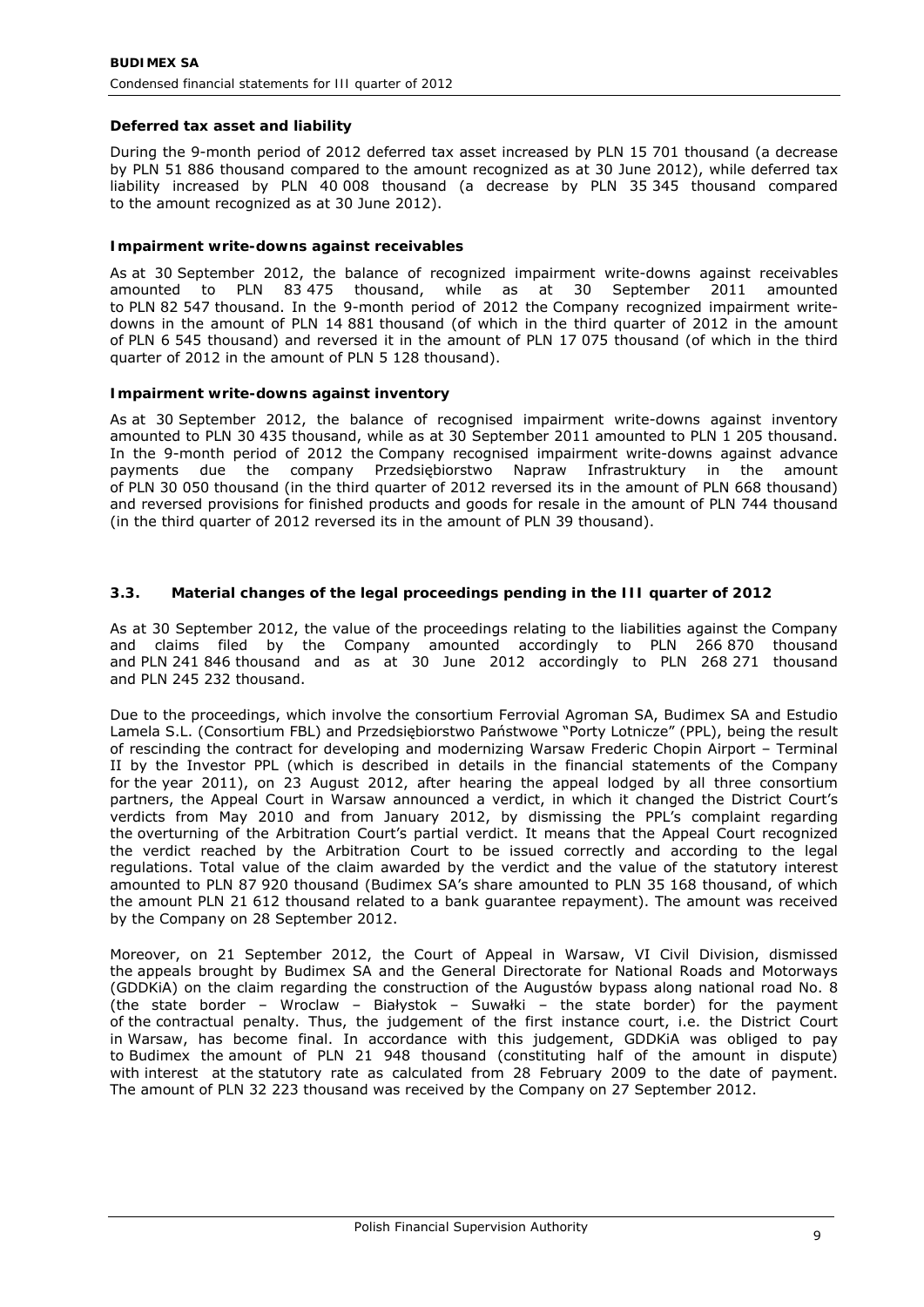**Deferred tax asset and liability**

During the 9-month period of 2012 deferred tax asset increased by PLN 15 701 thousand (a decrease by PLN 51 886 thousand compared to the amount recognized as at 30 June 2012), while deferred tax liability increased by PLN 40 008 thousand (a decrease by PLN 35 345 thousand compared to the amount recognized as at 30 June 2012).

**Impairment write-downs against receivables**

As at 30 September 2012, the balance of recognized impairment write-downs against receivables amounted to PLN 83 475 thousand, while as at 30 September 2011 amounted to PLN 82 547 thousand. In the 9-month period of 2012 the Company recognized impairment write-downs in the amount of PLN 14 881 thousand (of which in the third quarter of 2012 in the amount of PLN 6 545 thousand) and reversed it in the amount of PLN 17 075 thousand (of which in the third quarter of 2012 in the amount of PLN 5 128 thousand).

**Impairment write-downs against inventory**

As at 30 September 2012, the balance of recognised impairment write-downs against inventory amounted to PLN 30 435 thousand, while as at 30 September 2011 amounted to PLN 1 205 thousand. In the 9-month period of 2012 the Company recognised impairment write-downs against advance payments due the company Przedsiębiorstwo Napraw Infrastruktury in the amount of PLN 30 050 thousand (in the third quarter of 2012 reversed its in the amount of PLN 668 thousand) and reversed provisions for finished products and goods for resale in the amount of PLN 744 thousand (in the third quarter of 2012 reversed its in the amount of PLN 39 thousand).

### 3.3. Material changes of the legal proceedings pending in the III quarter of 2012

As at 30 September 2012, the value of the proceedings relating to the liabilities against the Company and claims filed by the Company amounted accordingly to PLN 266 870 thousand and PLN 241 846 thousand and as at 30 June 2012 accordingly to PLN 268 271 thousand and PLN 245 232 thousand.

Due to the proceedings, which involve the consortium Ferrovial Agroman SA, Budimex SA and Estudio Lamela S.L. (Consortium FBL) and Przedsiębiorstwo Państwowe "Porty Lotnicze" (PPL), being the result of rescinding the contract for developing and modernizing Warsaw Frederic Chopin Airport – Terminal II by the Investor PPL (which is described in details in the financial statements of the Company for the year 2011), on 23 August 2012, after hearing the appeal lodged by all three consortium partners, the Appeal Court in Warsaw announced a verdict, in which it changed the District Court's verdicts from May 2010 and from January 2012, by dismissing the PPL's complaint regarding the overturning of the Arbitration Court's partial verdict. It means that the Appeal Court recognized the verdict reached by the Arbitration Court to be issued correctly and according to the legal regulations. Total value of the claim awarded by the verdict and the value of the statutory interest amounted to PLN 87 920 thousand (Budimex SA's share amounted to PLN 35 168 thousand, of which the amount PLN 21 612 thousand related to a bank guarantee repayment). The amount was received by the Company on 28 September 2012.

Moreover, on 21 September 2012, the Court of Appeal in Warsaw, VI Civil Division, dismissed the appeals brought by Budimex SA and the General Directorate for National Roads and Motorways (GDDKiA) on the claim regarding the construction of the Augustów bypass along national road No. 8 (the state border – Wroclaw – Białystok – Suwałki – the state border) for the payment of the contractual penalty. Thus, the judgement of the first instance court, i.e. the District Court in Warsaw, has become final. In accordance with this judgement, GDDKiA was obliged to pay to Budimex the amount of PLN 21 948 thousand (constituting half of the amount in dispute) with interest at the statutory rate as calculated from 28 February 2009 to the date of payment. The amount of PLN 32 223 thousand was received by the Company on 27 September 2012.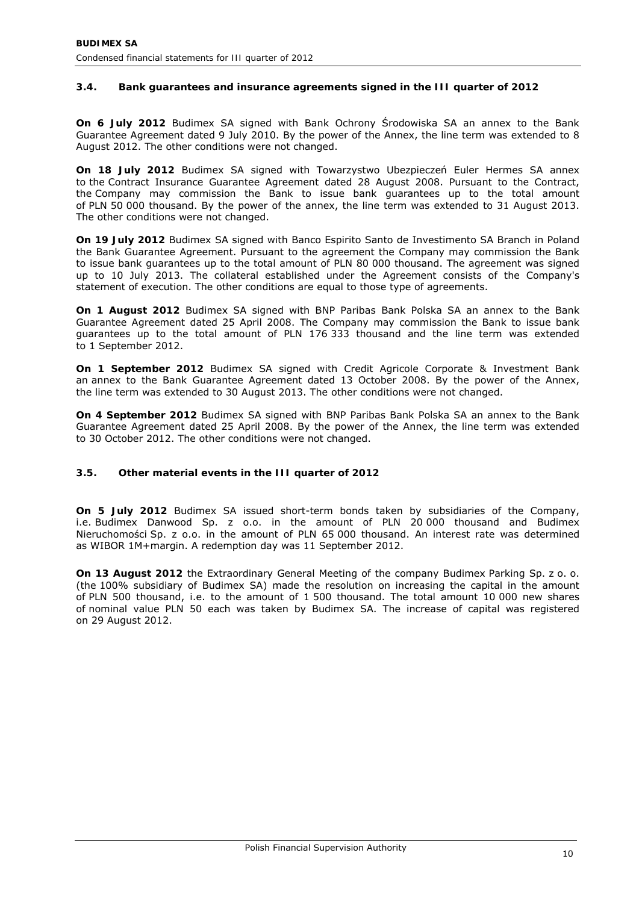### 3.4. Bank guarantees and insurance agreements signed in the III quarter of 2012

**On 6 July 2012** Budimex SA signed with Bank Ochrony Środowiska SA an annex to the Bank Guarantee Agreement dated 9 July 2010. By the power of the Annex, the line term was extended to 8 August 2012. The other conditions were not changed.

**On 18 July 2012** Budimex SA signed with Towarzystwo Ubezpieczeń Euler Hermes SA annex to the Contract Insurance Guarantee Agreement dated 28 August 2008. Pursuant to the Contract, the Company may commission the Bank to issue bank guarantees up to the total amount of PLN 50 000 thousand. By the power of the annex, the line term was extended to 31 August 2013. The other conditions were not changed.

**On 19 July 2012** Budimex SA signed with Banco Espirito Santo de Investimento SA Branch in Poland the Bank Guarantee Agreement. Pursuant to the agreement the Company may commission the Bank to issue bank guarantees up to the total amount of PLN 80 000 thousand. The agreement was signed up to 10 July 2013. The collateral established under the Agreement consists of the Company's statement of execution. The other conditions are equal to those type of agreements.

**On 1 August 2012** Budimex SA signed with BNP Paribas Bank Polska SA an annex to the Bank Guarantee Agreement dated 25 April 2008. The Company may commission the Bank to issue bank guarantees up to the total amount of PLN 176 333 thousand and the line term was extended to 1 September 2012.

**On 1 September 2012** Budimex SA signed with Credit Agricole Corporate & Investment Bank an annex to the Bank Guarantee Agreement dated 13 October 2008. By the power of the Annex, the line term was extended to 30 August 2013. The other conditions were not changed.

**On 4 September 2012** Budimex SA signed with BNP Paribas Bank Polska SA an annex to the Bank Guarantee Agreement dated 25 April 2008. By the power of the Annex, the line term was extended to 30 October 2012. The other conditions were not changed.

### 3.5. Other material events in the III quarter of 2012

**On 5 July 2012** Budimex SA issued short-term bonds taken by subsidiaries of the Company, i.e. Budimex Danwood Sp. z o.o. in the amount of PLN 20 000 thousand and Budimex Nieruchomości Sp. z o.o. in the amount of PLN 65 000 thousand. An interest rate was determined as WIBOR 1M+margin. A redemption day was 11 September 2012.

**On 13 August 2012** the Extraordinary General Meeting of the company Budimex Parking Sp. z o. o. (the 100% subsidiary of Budimex SA) made the resolution on increasing the capital in the amount of PLN 500 thousand, i.e. to the amount of 1 500 thousand. The total amount 10 000 new shares of nominal value PLN 50 each was taken by Budimex SA. The increase of capital was registered on 29 August 2012.